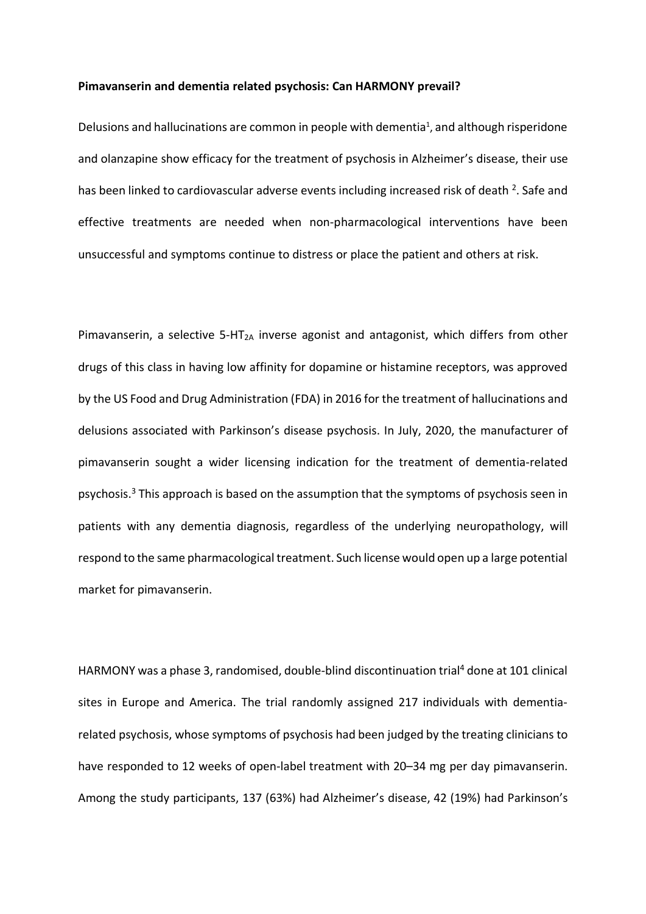**Pimavanserin and dementia related psychosis: Can HARMONY prevail?**

Delusions and hallucinations are common in people with dementia[1], and although risperidone and olanzapine show efficacy for the treatment of psychosis in Alzheimer's disease, their use has been linked to cardiovascular adverse events including increased risk of death [2]. Safe and effective treatments are needed when non-pharmacological interventions have been unsuccessful and symptoms continue to distress or place the patient and others at risk.

Pimavanserin, a selective 5-$HT_{2A}$ inverse agonist and antagonist, which differs from other drugs of this class in having low affinity for dopamine or histamine receptors, was approved by the US Food and Drug Administration (FDA) in 2016 for the treatment of hallucinations and delusions associated with Parkinson's disease psychosis. In July, 2020, the manufacturer of pimavanserin sought a wider licensing indication for the treatment of dementia-related psychosis.[3] This approach is based on the assumption that the symptoms of psychosis seen in patients with any dementia diagnosis, regardless of the underlying neuropathology, will respond to the same pharmacological treatment. Such license would open up a large potential market for pimavanserin.

HARMONY was a phase 3, randomised, double-blind discontinuation trial[4] done at 101 clinical sites in Europe and America. The trial randomly assigned 217 individuals with dementia-related psychosis, whose symptoms of psychosis had been judged by the treating clinicians to have responded to 12 weeks of open-label treatment with 20–34 mg per day pimavanserin. Among the study participants, 137 (63%) had Alzheimer's disease, 42 (19%) had Parkinson's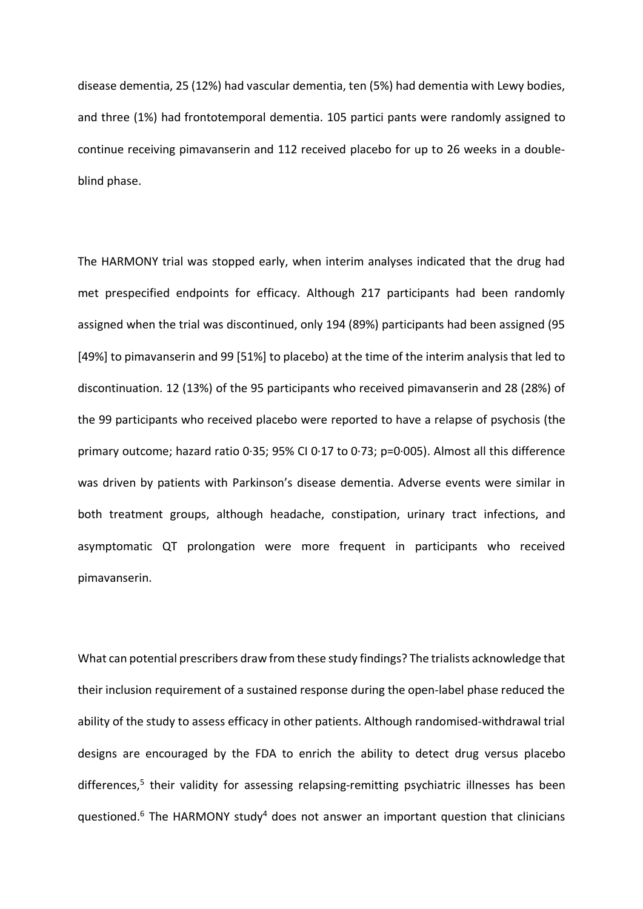disease dementia, 25 (12%) had vascular dementia, ten (5%) had dementia with Lewy bodies, and three (1%) had frontotemporal dementia. 105 partici pants were randomly assigned to continue receiving pimavanserin and 112 received placebo for up to 26 weeks in a double-blind phase.

The HARMONY trial was stopped early, when interim analyses indicated that the drug had met prespecified endpoints for efficacy. Although 217 participants had been randomly assigned when the trial was discontinued, only 194 (89%) participants had been assigned (95 [49%] to pimavanserin and 99 [51%] to placebo) at the time of the interim analysis that led to discontinuation. 12 (13%) of the 95 participants who received pimavanserin and 28 (28%) of the 99 participants who received placebo were reported to have a relapse of psychosis (the primary outcome; hazard ratio 0·35; 95% CI 0·17 to 0·73; p=0·005). Almost all this difference was driven by patients with Parkinson's disease dementia. Adverse events were similar in both treatment groups, although headache, constipation, urinary tract infections, and asymptomatic QT prolongation were more frequent in participants who received pimavanserin.

What can potential prescribers draw from these study findings? The trialists acknowledge that their inclusion requirement of a sustained response during the open-label phase reduced the ability of the study to assess efficacy in other patients. Although randomised-withdrawal trial designs are encouraged by the FDA to enrich the ability to detect drug versus placebo differences,[5] their validity for assessing relapsing-remitting psychiatric illnesses has been questioned.[6] The HARMONY study[4] does not answer an important question that clinicians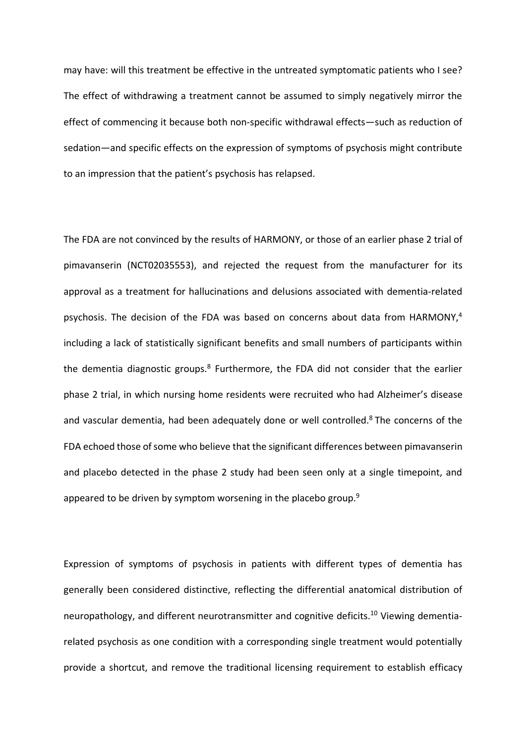may have: will this treatment be effective in the untreated symptomatic patients who I see? The effect of withdrawing a treatment cannot be assumed to simply negatively mirror the effect of commencing it because both non-specific withdrawal effects—such as reduction of sedation—and specific effects on the expression of symptoms of psychosis might contribute to an impression that the patient's psychosis has relapsed.

The FDA are not convinced by the results of HARMONY, or those of an earlier phase 2 trial of pimavanserin (NCT02035553), and rejected the request from the manufacturer for its approval as a treatment for hallucinations and delusions associated with dementia-related psychosis. The decision of the FDA was based on concerns about data from HARMONY,[4] including a lack of statistically significant benefits and small numbers of participants within the dementia diagnostic groups.[8] Furthermore, the FDA did not consider that the earlier phase 2 trial, in which nursing home residents were recruited who had Alzheimer's disease and vascular dementia, had been adequately done or well controlled.[8] The concerns of the FDA echoed those of some who believe that the significant differences between pimavanserin and placebo detected in the phase 2 study had been seen only at a single timepoint, and appeared to be driven by symptom worsening in the placebo group.[9]

Expression of symptoms of psychosis in patients with different types of dementia has generally been considered distinctive, reflecting the differential anatomical distribution of neuropathology, and different neurotransmitter and cognitive deficits.[10] Viewing dementia-related psychosis as one condition with a corresponding single treatment would potentially provide a shortcut, and remove the traditional licensing requirement to establish efficacy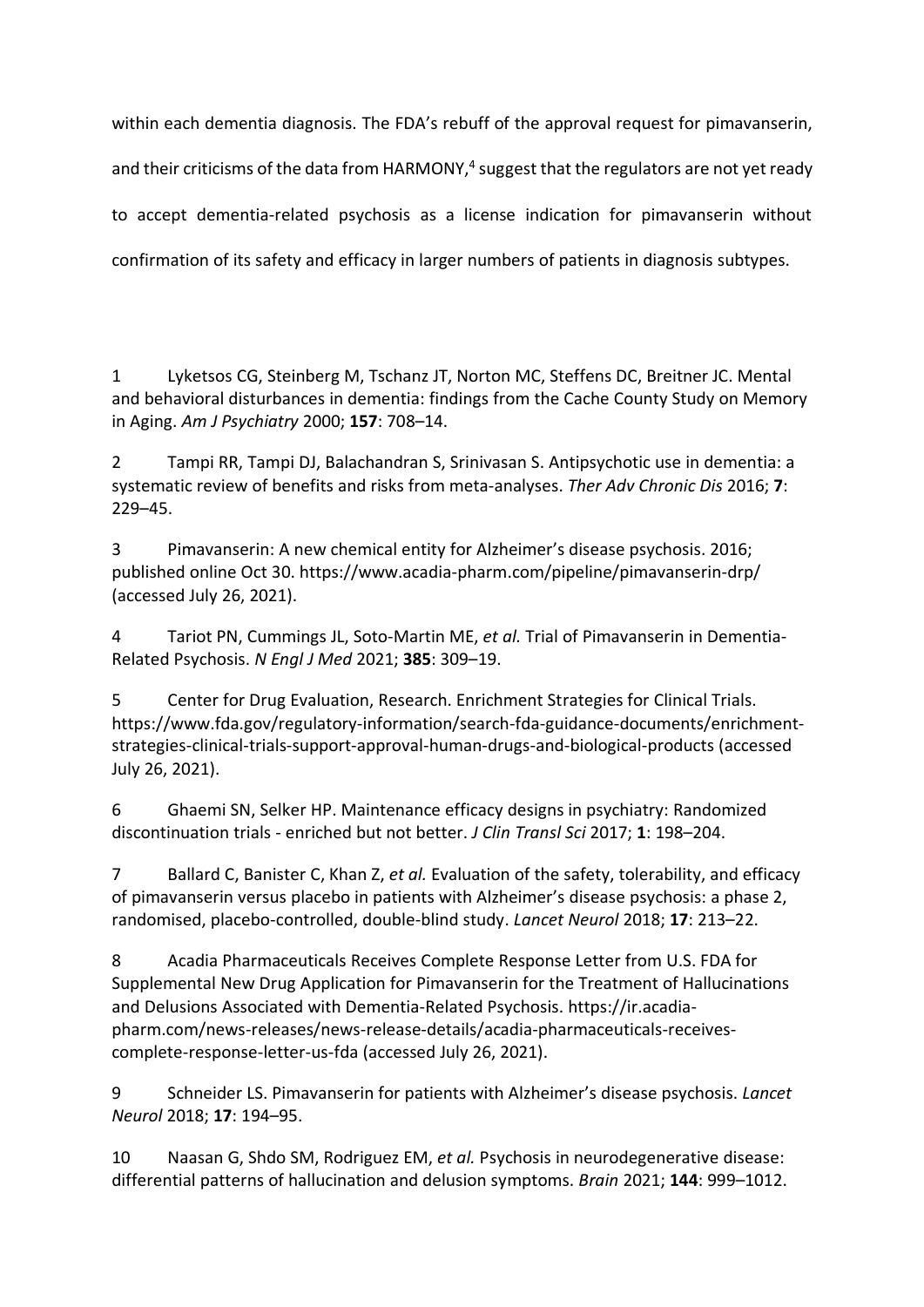within each dementia diagnosis. The FDA's rebuff of the approval request for pimavanserin, and their criticisms of the data from HARMONY,[4] suggest that the regulators are not yet ready to accept dementia-related psychosis as a license indication for pimavanserin without confirmation of its safety and efficacy in larger numbers of patients in diagnosis subtypes.

1 Lyketsos CG, Steinberg M, Tschanz JT, Norton MC, Steffens DC, Breitner JC. Mental and behavioral disturbances in dementia: findings from the Cache County Study on Memory in Aging. *Am J Psychiatry* 2000; **157**: 708–14.

2 Tampi RR, Tampi DJ, Balachandran S, Srinivasan S. Antipsychotic use in dementia: a systematic review of benefits and risks from meta-analyses. *Ther Adv Chronic Dis* 2016; **7**: 229–45.

3 Pimavanserin: A new chemical entity for Alzheimer's disease psychosis. 2016; published online Oct 30. https://www.acadia-pharm.com/pipeline/pimavanserin-drp/ (accessed July 26, 2021).

4 Tariot PN, Cummings JL, Soto-Martin ME, *et al.* Trial of Pimavanserin in Dementia-Related Psychosis. *N Engl J Med* 2021; **385**: 309–19.

5 Center for Drug Evaluation, Research. Enrichment Strategies for Clinical Trials. https://www.fda.gov/regulatory-information/search-fda-guidance-documents/enrichment-strategies-clinical-trials-support-approval-human-drugs-and-biological-products (accessed July 26, 2021).

6 Ghaemi SN, Selker HP. Maintenance efficacy designs in psychiatry: Randomized discontinuation trials - enriched but not better. *J Clin Transl Sci* 2017; **1**: 198–204.

7 Ballard C, Banister C, Khan Z, *et al.* Evaluation of the safety, tolerability, and efficacy of pimavanserin versus placebo in patients with Alzheimer's disease psychosis: a phase 2, randomised, placebo-controlled, double-blind study. *Lancet Neurol* 2018; **17**: 213–22.

8 Acadia Pharmaceuticals Receives Complete Response Letter from U.S. FDA for Supplemental New Drug Application for Pimavanserin for the Treatment of Hallucinations and Delusions Associated with Dementia-Related Psychosis. https://ir.acadia-pharm.com/news-releases/news-release-details/acadia-pharmaceuticals-receives-complete-response-letter-us-fda (accessed July 26, 2021).

9 Schneider LS. Pimavanserin for patients with Alzheimer's disease psychosis. *Lancet Neurol* 2018; **17**: 194–95.

10 Naasan G, Shdo SM, Rodriguez EM, *et al.* Psychosis in neurodegenerative disease: differential patterns of hallucination and delusion symptoms. *Brain* 2021; **144**: 999–1012.